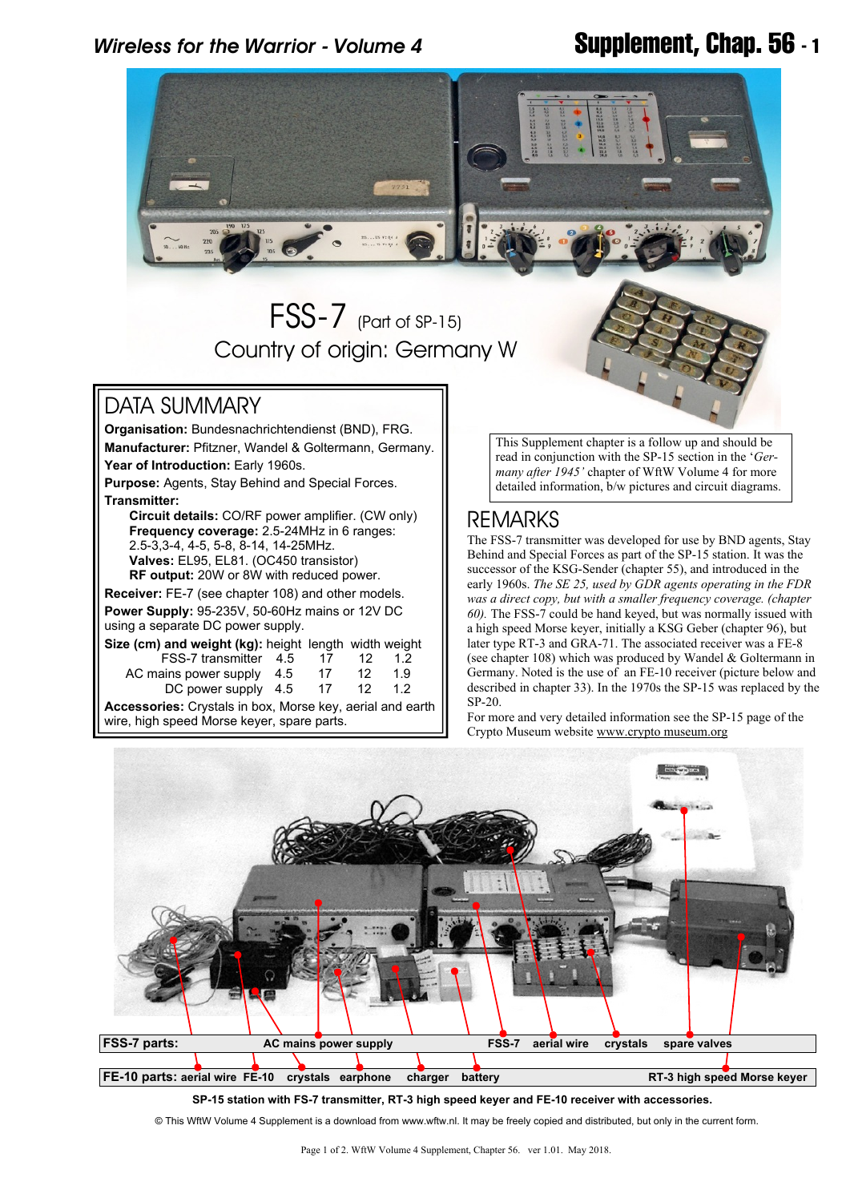# FSS-7 (Part of SP-15)

## Country of origin: Germany W

## DATA SUMMARY

**Organisation:** Bundesnachrichtendienst (BND), FRG.
**Manufacturer:** Pfitzner, Wandel & Goltermann, Germany.
**Year of Introduction:** Early 1960s.
**Purpose:** Agents, Stay Behind and Special Forces.
**Transmitter:**

- **Circuit details:** CO/RF power amplifier. (CW only)
- **Frequency coverage:** 2.5-24MHz in 6 ranges: 2.5-3,3-4, 4-5, 5-8, 8-14, 14-25MHz.
- **Valves:** EL95, EL81. (OC450 transistor)
- **RF output:** 20W or 8W with reduced power.

**Receiver:** FE-7 (see chapter 108) and other models.
**Power Supply:** 95-235V, 50-60Hz mains or 12V DC using a separate DC power supply.
**Size (cm) and weight (kg):**

| | height | length | width | weight |
|---|---|---|---|---|
| FSS-7 transmitter | 4.5 | 17 | 12 | 1.2 |
| AC mains power supply | 4.5 | 17 | 12 | 1.9 |
| DC power supply | 4.5 | 17 | 12 | 1.2 |

**Accessories:** Crystals in box, Morse key, aerial and earth wire, high speed Morse keyer, spare parts.

This Supplement chapter is a follow up and should be read in conjunction with the SP-15 section in the '*Germany after 1945'* chapter of WftW Volume 4 for more detailed information, b/w pictures and circuit diagrams.

## REMARKS

The FSS-7 transmitter was developed for use by BND agents, Stay Behind and Special Forces as part of the SP-15 station. It was the successor of the KSG-Sender (chapter 55), and introduced in the early 1960s. *The SE 25, used by GDR agents operating in the FDR was a direct copy, but with a smaller frequency coverage. (chapter 60).* The FSS-7 could be hand keyed, but was normally issued with a high speed Morse keyer, initially a KSG Geber (chapter 96), but later type RT-3 and GRA-71. The associated receiver was a FE-8 (see chapter 108) which was produced by Wandel & Goltermann in Germany. Noted is the use of an FE-10 receiver (picture below and described in chapter 33). In the 1970s the SP-15 was replaced by the SP-20.
For more and very detailed information see the SP-15 page of the Crypto Museum website www.crypto museum.org

**FSS-7 parts:** AC mains power supply, FSS-7, aerial wire, crystals, spare valves

**FE-10 parts:** aerial wire, FE-10, crystals, earphone, charger, battery, RT-3 high speed Morse keyer

**SP-15 station with FS-7 transmitter, RT-3 high speed keyer and FE-10 receiver with accessories.**

© This WftW Volume 4 Supplement is a download from www.wftw.nl. It may be freely copied and distributed, but only in the current form.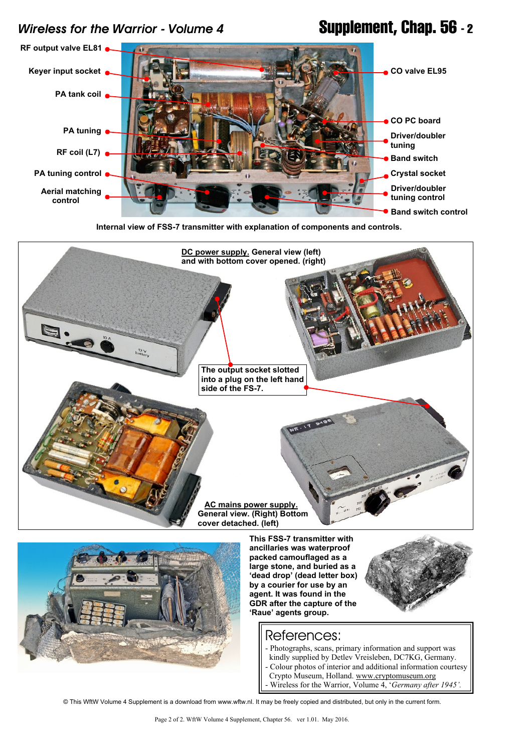RF output valve EL81

Keyer input socket

PA tank coil

PA tuning

RF coil (L7)

PA tuning control

Aerial matching control

CO valve EL95

CO PC board

Driver/doubler tuning

Band switch

Crystal socket

Driver/doubler tuning control

Band switch control

**Internal view of FSS-7 transmitter with explanation of components and controls.**

**DC power supply. General view (left) and with bottom cover opened. (right)**

**The output socket slotted into a plug on the left hand side of the FS-7.**

**AC mains power supply. General view. (Right) Bottom cover detached. (left)**

**This FSS-7 transmitter with ancillaries was waterproof packed camouflaged as a large stone, and buried as a 'dead drop' (dead letter box) by a courier for use by an agent. It was found in the GDR after the capture of the 'Raue' agents group.**

## References:

- Photographs, scans, primary information and support was kindly supplied by Detlev Vreisleben, DC7KG, Germany.
- Colour photos of interior and additional information courtesy Crypto Museum, Holland. www.cryptomuseum.org
- Wireless for the Warrior, Volume 4, '*Germany after 1945'.*

© This WftW Volume 4 Supplement is a download from www.wftw.nl. It may be freely copied and distributed, but only in the current form.